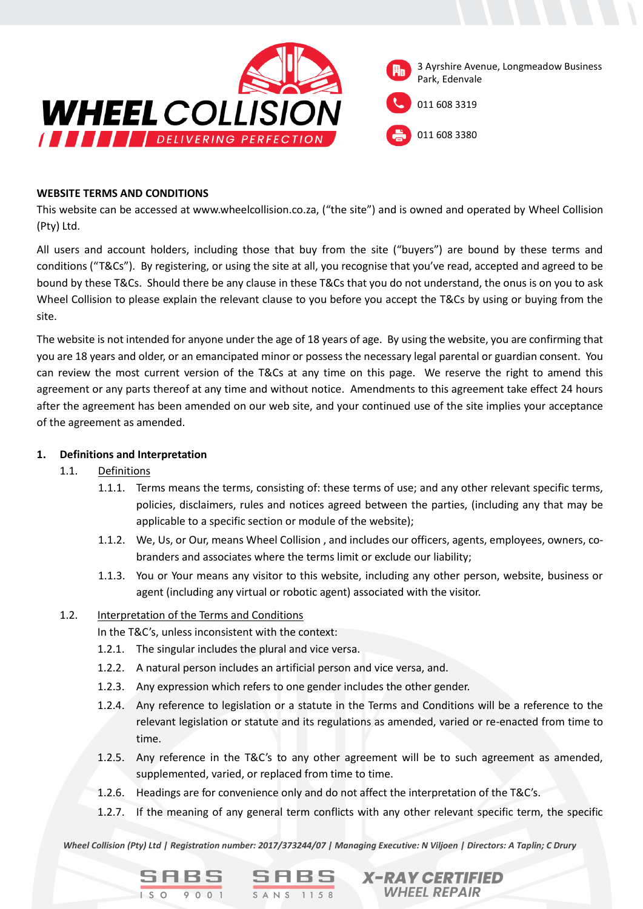**WEBSITE TERMS AND CONDITIONS**

This website can be accessed at www.wheelcollision.co.za, ("the site") and is owned and operated by Wheel Collision (Pty) Ltd.

All users and account holders, including those that buy from the site ("buyers") are bound by these terms and conditions ("T&Cs"). By registering, or using the site at all, you recognise that you've read, accepted and agreed to be bound by these T&Cs. Should there be any clause in these T&Cs that you do not understand, the onus is on you to ask Wheel Collision to please explain the relevant clause to you before you accept the T&Cs by using or buying from the site.

The website is not intended for anyone under the age of 18 years of age. By using the website, you are confirming that you are 18 years and older, or an emancipated minor or possess the necessary legal parental or guardian consent. You can review the most current version of the T&Cs at any time on this page. We reserve the right to amend this agreement or any parts thereof at any time and without notice. Amendments to this agreement take effect 24 hours after the agreement has been amended on our web site, and your continued use of the site implies your acceptance of the agreement as amended.

**1. Definitions and Interpretation**

1.1. Definitions

1.1.1. Terms means the terms, consisting of: these terms of use; and any other relevant specific terms, policies, disclaimers, rules and notices agreed between the parties, (including any that may be applicable to a specific section or module of the website);

1.1.2. We, Us, or Our, means Wheel Collision , and includes our officers, agents, employees, owners, co-branders and associates where the terms limit or exclude our liability;

1.1.3. You or Your means any visitor to this website, including any other person, website, business or agent (including any virtual or robotic agent) associated with the visitor.

1.2. Interpretation of the Terms and Conditions

In the T&C's, unless inconsistent with the context:

1.2.1. The singular includes the plural and vice versa.

1.2.2. A natural person includes an artificial person and vice versa, and.

1.2.3. Any expression which refers to one gender includes the other gender.

1.2.4. Any reference to legislation or a statute in the Terms and Conditions will be a reference to the relevant legislation or statute and its regulations as amended, varied or re-enacted from time to time.

1.2.5. Any reference in the T&C's to any other agreement will be to such agreement as amended, supplemented, varied, or replaced from time to time.

1.2.6. Headings are for convenience only and do not affect the interpretation of the T&C's.

1.2.7. If the meaning of any general term conflicts with any other relevant specific term, the specific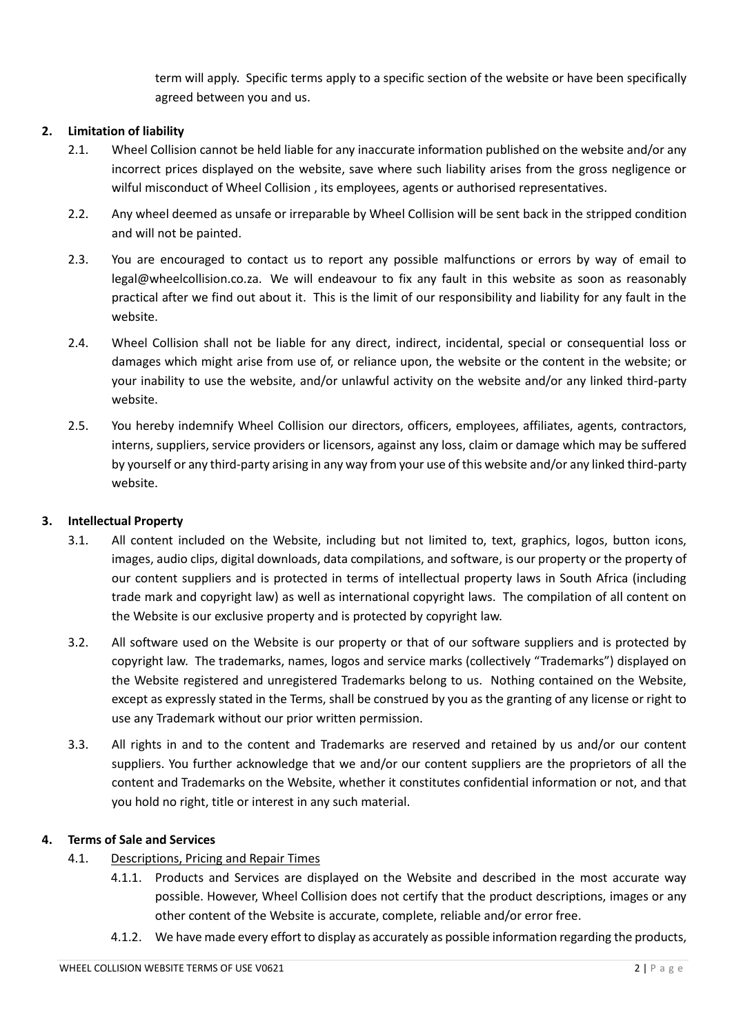term will apply. Specific terms apply to a specific section of the website or have been specifically agreed between you and us.

**2. Limitation of liability**

2.1. Wheel Collision cannot be held liable for any inaccurate information published on the website and/or any incorrect prices displayed on the website, save where such liability arises from the gross negligence or wilful misconduct of Wheel Collision , its employees, agents or authorised representatives.

2.2. Any wheel deemed as unsafe or irreparable by Wheel Collision will be sent back in the stripped condition and will not be painted.

2.3. You are encouraged to contact us to report any possible malfunctions or errors by way of email to legal@wheelcollision.co.za. We will endeavour to fix any fault in this website as soon as reasonably practical after we find out about it. This is the limit of our responsibility and liability for any fault in the website.

2.4. Wheel Collision shall not be liable for any direct, indirect, incidental, special or consequential loss or damages which might arise from use of, or reliance upon, the website or the content in the website; or your inability to use the website, and/or unlawful activity on the website and/or any linked third-party website.

2.5. You hereby indemnify Wheel Collision our directors, officers, employees, affiliates, agents, contractors, interns, suppliers, service providers or licensors, against any loss, claim or damage which may be suffered by yourself or any third-party arising in any way from your use of this website and/or any linked third-party website.

**3. Intellectual Property**

3.1. All content included on the Website, including but not limited to, text, graphics, logos, button icons, images, audio clips, digital downloads, data compilations, and software, is our property or the property of our content suppliers and is protected in terms of intellectual property laws in South Africa (including trade mark and copyright law) as well as international copyright laws. The compilation of all content on the Website is our exclusive property and is protected by copyright law.

3.2. All software used on the Website is our property or that of our software suppliers and is protected by copyright law. The trademarks, names, logos and service marks (collectively "Trademarks") displayed on the Website registered and unregistered Trademarks belong to us. Nothing contained on the Website, except as expressly stated in the Terms, shall be construed by you as the granting of any license or right to use any Trademark without our prior written permission.

3.3. All rights in and to the content and Trademarks are reserved and retained by us and/or our content suppliers. You further acknowledge that we and/or our content suppliers are the proprietors of all the content and Trademarks on the Website, whether it constitutes confidential information or not, and that you hold no right, title or interest in any such material.

**4. Terms of Sale and Services**

4.1. Descriptions, Pricing and Repair Times

4.1.1. Products and Services are displayed on the Website and described in the most accurate way possible. However, Wheel Collision does not certify that the product descriptions, images or any other content of the Website is accurate, complete, reliable and/or error free.

4.1.2. We have made every effort to display as accurately as possible information regarding the products,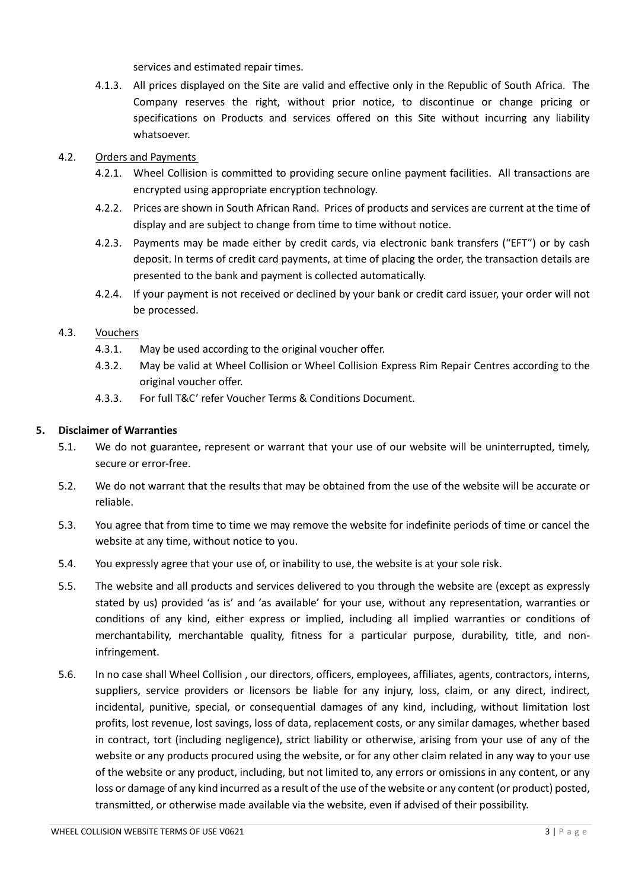services and estimated repair times.

4.1.3. All prices displayed on the Site are valid and effective only in the Republic of South Africa. The Company reserves the right, without prior notice, to discontinue or change pricing or specifications on Products and services offered on this Site without incurring any liability whatsoever.

4.2. Orders and Payments

4.2.1. Wheel Collision is committed to providing secure online payment facilities. All transactions are encrypted using appropriate encryption technology.

4.2.2. Prices are shown in South African Rand. Prices of products and services are current at the time of display and are subject to change from time to time without notice.

4.2.3. Payments may be made either by credit cards, via electronic bank transfers ("EFT") or by cash deposit. In terms of credit card payments, at time of placing the order, the transaction details are presented to the bank and payment is collected automatically.

4.2.4. If your payment is not received or declined by your bank or credit card issuer, your order will not be processed.

4.3. Vouchers

4.3.1. May be used according to the original voucher offer.

4.3.2. May be valid at Wheel Collision or Wheel Collision Express Rim Repair Centres according to the original voucher offer.

4.3.3. For full T&C' refer Voucher Terms & Conditions Document.

**5. Disclaimer of Warranties**

5.1. We do not guarantee, represent or warrant that your use of our website will be uninterrupted, timely, secure or error-free.

5.2. We do not warrant that the results that may be obtained from the use of the website will be accurate or reliable.

5.3. You agree that from time to time we may remove the website for indefinite periods of time or cancel the website at any time, without notice to you.

5.4. You expressly agree that your use of, or inability to use, the website is at your sole risk.

5.5. The website and all products and services delivered to you through the website are (except as expressly stated by us) provided 'as is' and 'as available' for your use, without any representation, warranties or conditions of any kind, either express or implied, including all implied warranties or conditions of merchantability, merchantable quality, fitness for a particular purpose, durability, title, and non-infringement.

5.6. In no case shall Wheel Collision , our directors, officers, employees, affiliates, agents, contractors, interns, suppliers, service providers or licensors be liable for any injury, loss, claim, or any direct, indirect, incidental, punitive, special, or consequential damages of any kind, including, without limitation lost profits, lost revenue, lost savings, loss of data, replacement costs, or any similar damages, whether based in contract, tort (including negligence), strict liability or otherwise, arising from your use of any of the website or any products procured using the website, or for any other claim related in any way to your use of the website or any product, including, but not limited to, any errors or omissions in any content, or any loss or damage of any kind incurred as a result of the use of the website or any content (or product) posted, transmitted, or otherwise made available via the website, even if advised of their possibility.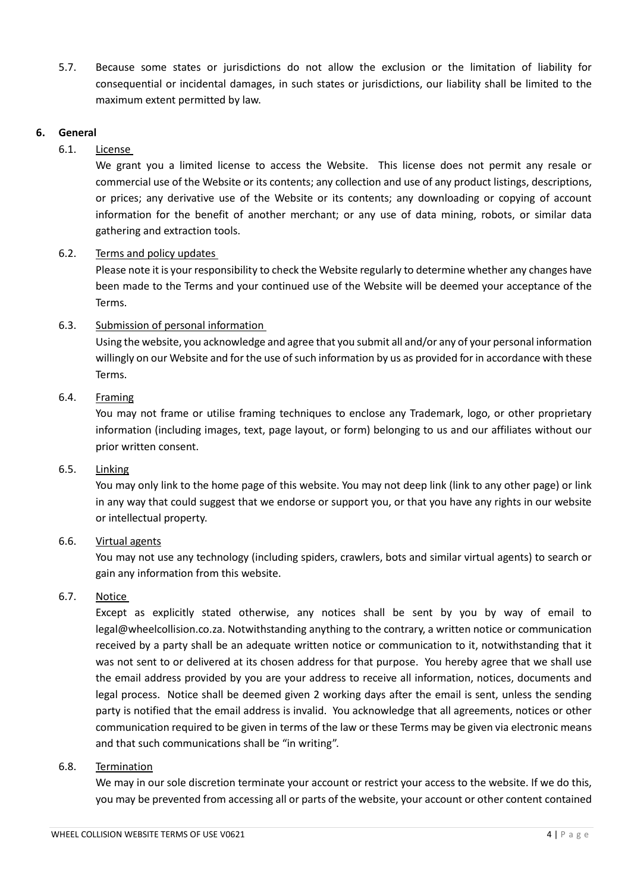5.7. Because some states or jurisdictions do not allow the exclusion or the limitation of liability for consequential or incidental damages, in such states or jurisdictions, our liability shall be limited to the maximum extent permitted by law.

## 6. General

### 6.1. License

We grant you a limited license to access the Website. This license does not permit any resale or commercial use of the Website or its contents; any collection and use of any product listings, descriptions, or prices; any derivative use of the Website or its contents; any downloading or copying of account information for the benefit of another merchant; or any use of data mining, robots, or similar data gathering and extraction tools.

### 6.2. Terms and policy updates

Please note it is your responsibility to check the Website regularly to determine whether any changes have been made to the Terms and your continued use of the Website will be deemed your acceptance of the Terms.

### 6.3. Submission of personal information

Using the website, you acknowledge and agree that you submit all and/or any of your personal information willingly on our Website and for the use of such information by us as provided for in accordance with these Terms.

### 6.4. Framing

You may not frame or utilise framing techniques to enclose any Trademark, logo, or other proprietary information (including images, text, page layout, or form) belonging to us and our affiliates without our prior written consent.

### 6.5. Linking

You may only link to the home page of this website. You may not deep link (link to any other page) or link in any way that could suggest that we endorse or support you, or that you have any rights in our website or intellectual property.

### 6.6. Virtual agents

You may not use any technology (including spiders, crawlers, bots and similar virtual agents) to search or gain any information from this website.

### 6.7. Notice

Except as explicitly stated otherwise, any notices shall be sent by you by way of email to legal@wheelcollision.co.za. Notwithstanding anything to the contrary, a written notice or communication received by a party shall be an adequate written notice or communication to it, notwithstanding that it was not sent to or delivered at its chosen address for that purpose. You hereby agree that we shall use the email address provided by you are your address to receive all information, notices, documents and legal process. Notice shall be deemed given 2 working days after the email is sent, unless the sending party is notified that the email address is invalid. You acknowledge that all agreements, notices or other communication required to be given in terms of the law or these Terms may be given via electronic means and that such communications shall be "in writing".

### 6.8. Termination

We may in our sole discretion terminate your account or restrict your access to the website. If we do this, you may be prevented from accessing all or parts of the website, your account or other content contained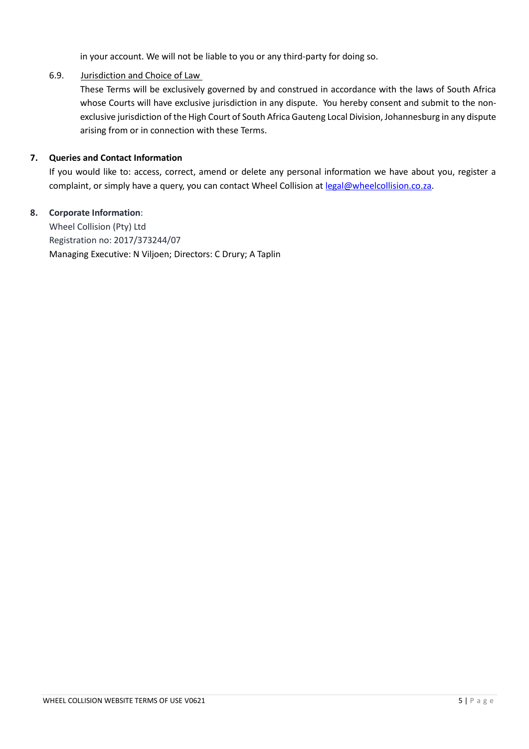in your account. We will not be liable to you or any third-party for doing so.

6.9. Jurisdiction and Choice of Law

These Terms will be exclusively governed by and construed in accordance with the laws of South Africa whose Courts will have exclusive jurisdiction in any dispute. You hereby consent and submit to the non-exclusive jurisdiction of the High Court of South Africa Gauteng Local Division, Johannesburg in any dispute arising from or in connection with these Terms.

## 7. Queries and Contact Information

If you would like to: access, correct, amend or delete any personal information we have about you, register a complaint, or simply have a query, you can contact Wheel Collision at legal@wheelcollision.co.za.

## 8. Corporate Information:

Wheel Collision (Pty) Ltd
Registration no: 2017/373244/07
Managing Executive: N Viljoen; Directors: C Drury; A Taplin